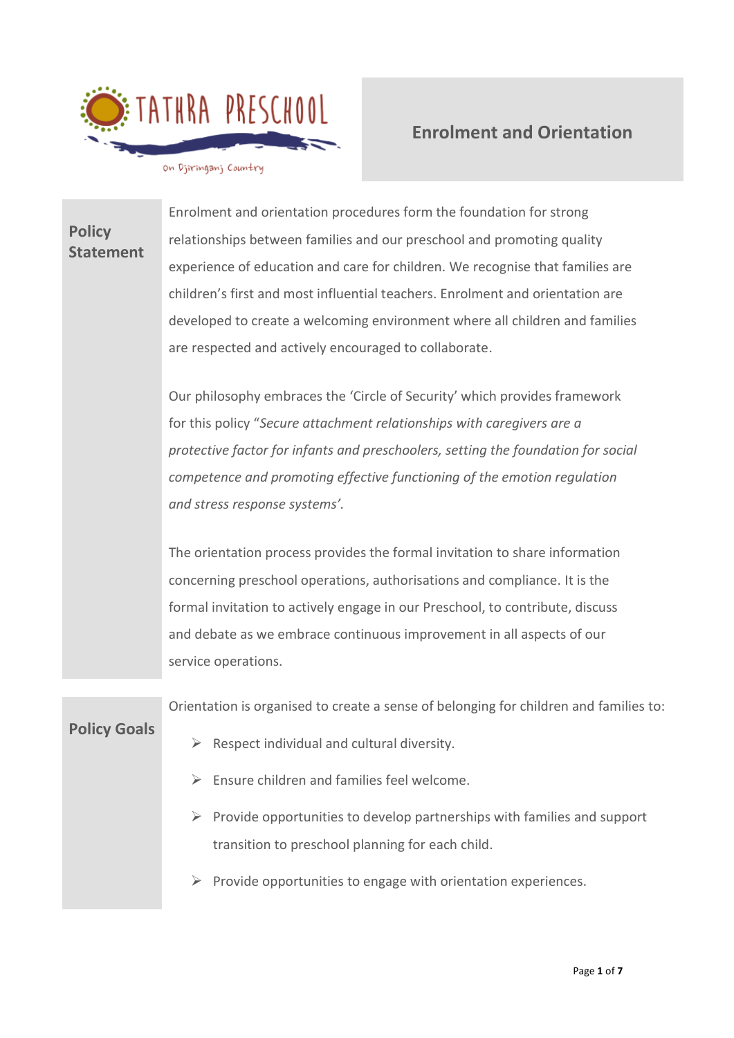TATHRA PRESCHOOL

On Djiringanj Country

# Enrolment and Orientation

## Policy Statement

Enrolment and orientation procedures form the foundation for strong relationships between families and our preschool and promoting quality experience of education and care for children. We recognise that families are children's first and most influential teachers. Enrolment and orientation are developed to create a welcoming environment where all children and families are respected and actively encouraged to collaborate.

Our philosophy embraces the 'Circle of Security' which provides framework for this policy "*Secure attachment relationships with caregivers are a protective factor for infants and preschoolers, setting the foundation for social competence and promoting effective functioning of the emotion regulation and stress response systems'.*

The orientation process provides the formal invitation to share information concerning preschool operations, authorisations and compliance. It is the formal invitation to actively engage in our Preschool, to contribute, discuss and debate as we embrace continuous improvement in all aspects of our service operations.

## Policy Goals

Orientation is organised to create a sense of belonging for children and families to:

- Respect individual and cultural diversity.
- Ensure children and families feel welcome.
- Provide opportunities to develop partnerships with families and support transition to preschool planning for each child.
- Provide opportunities to engage with orientation experiences.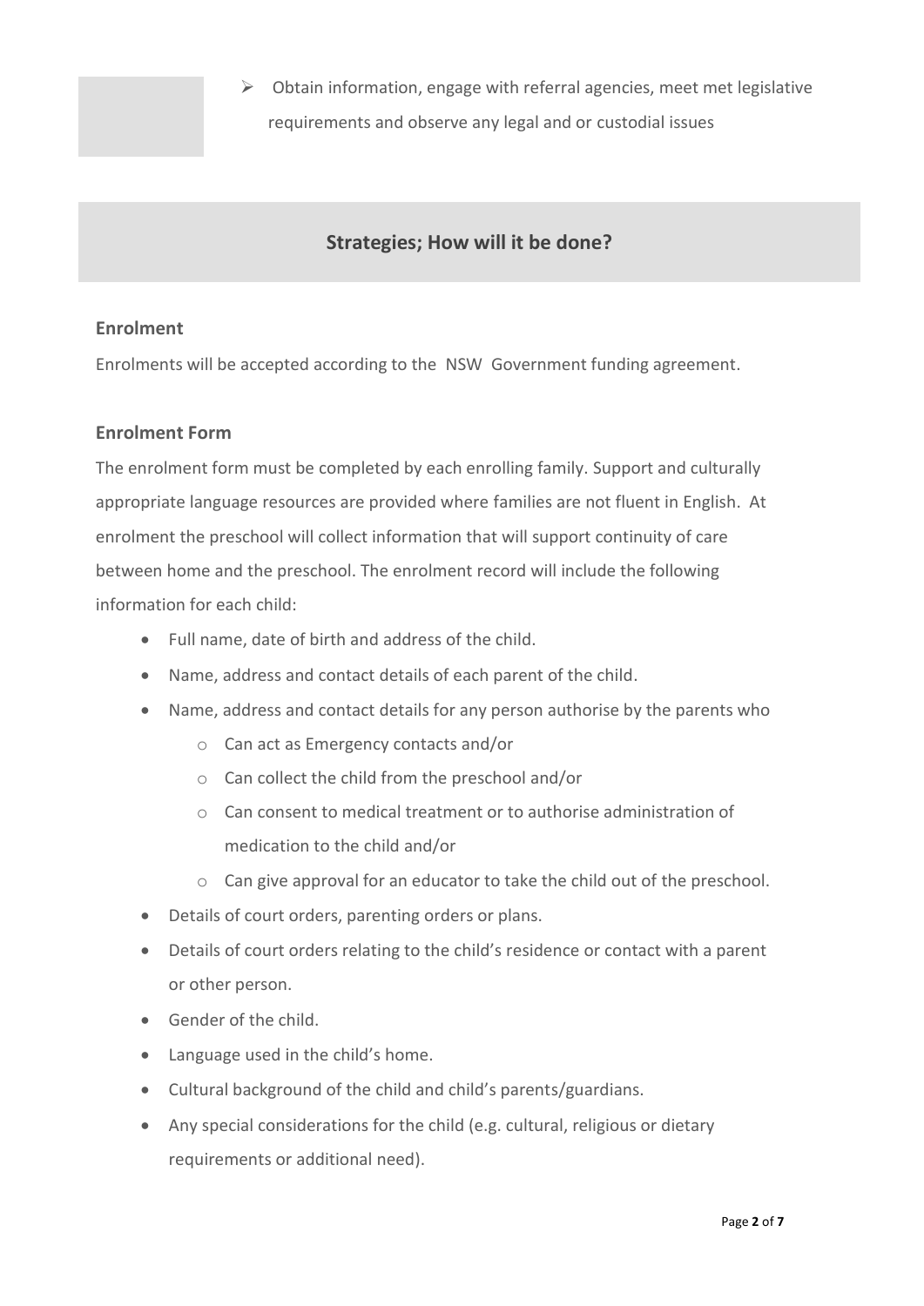- Obtain information, engage with referral agencies, meet met legislative requirements and observe any legal and or custodial issues

## Strategies; How will it be done?

### Enrolment

Enrolments will be accepted according to the NSW Government funding agreement.

### Enrolment Form

The enrolment form must be completed by each enrolling family. Support and culturally appropriate language resources are provided where families are not fluent in English. At enrolment the preschool will collect information that will support continuity of care between home and the preschool. The enrolment record will include the following information for each child:

- Full name, date of birth and address of the child.
- Name, address and contact details of each parent of the child.
- Name, address and contact details for any person authorise by the parents who
  - Can act as Emergency contacts and/or
  - Can collect the child from the preschool and/or
  - Can consent to medical treatment or to authorise administration of medication to the child and/or
  - Can give approval for an educator to take the child out of the preschool.
- Details of court orders, parenting orders or plans.
- Details of court orders relating to the child's residence or contact with a parent or other person.
- Gender of the child.
- Language used in the child's home.
- Cultural background of the child and child's parents/guardians.
- Any special considerations for the child (e.g. cultural, religious or dietary requirements or additional need).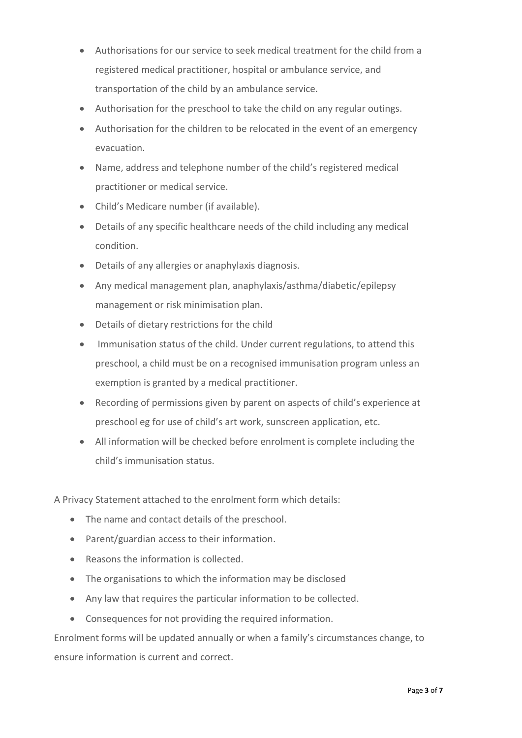- Authorisations for our service to seek medical treatment for the child from a registered medical practitioner, hospital or ambulance service, and transportation of the child by an ambulance service.
- Authorisation for the preschool to take the child on any regular outings.
- Authorisation for the children to be relocated in the event of an emergency evacuation.
- Name, address and telephone number of the child's registered medical practitioner or medical service.
- Child's Medicare number (if available).
- Details of any specific healthcare needs of the child including any medical condition.
- Details of any allergies or anaphylaxis diagnosis.
- Any medical management plan, anaphylaxis/asthma/diabetic/epilepsy management or risk minimisation plan.
- Details of dietary restrictions for the child
- Immunisation status of the child. Under current regulations, to attend this preschool, a child must be on a recognised immunisation program unless an exemption is granted by a medical practitioner.
- Recording of permissions given by parent on aspects of child's experience at preschool eg for use of child's art work, sunscreen application, etc.
- All information will be checked before enrolment is complete including the child's immunisation status.

A Privacy Statement attached to the enrolment form which details:

- The name and contact details of the preschool.
- Parent/guardian access to their information.
- Reasons the information is collected.
- The organisations to which the information may be disclosed
- Any law that requires the particular information to be collected.
- Consequences for not providing the required information.

Enrolment forms will be updated annually or when a family's circumstances change, to ensure information is current and correct.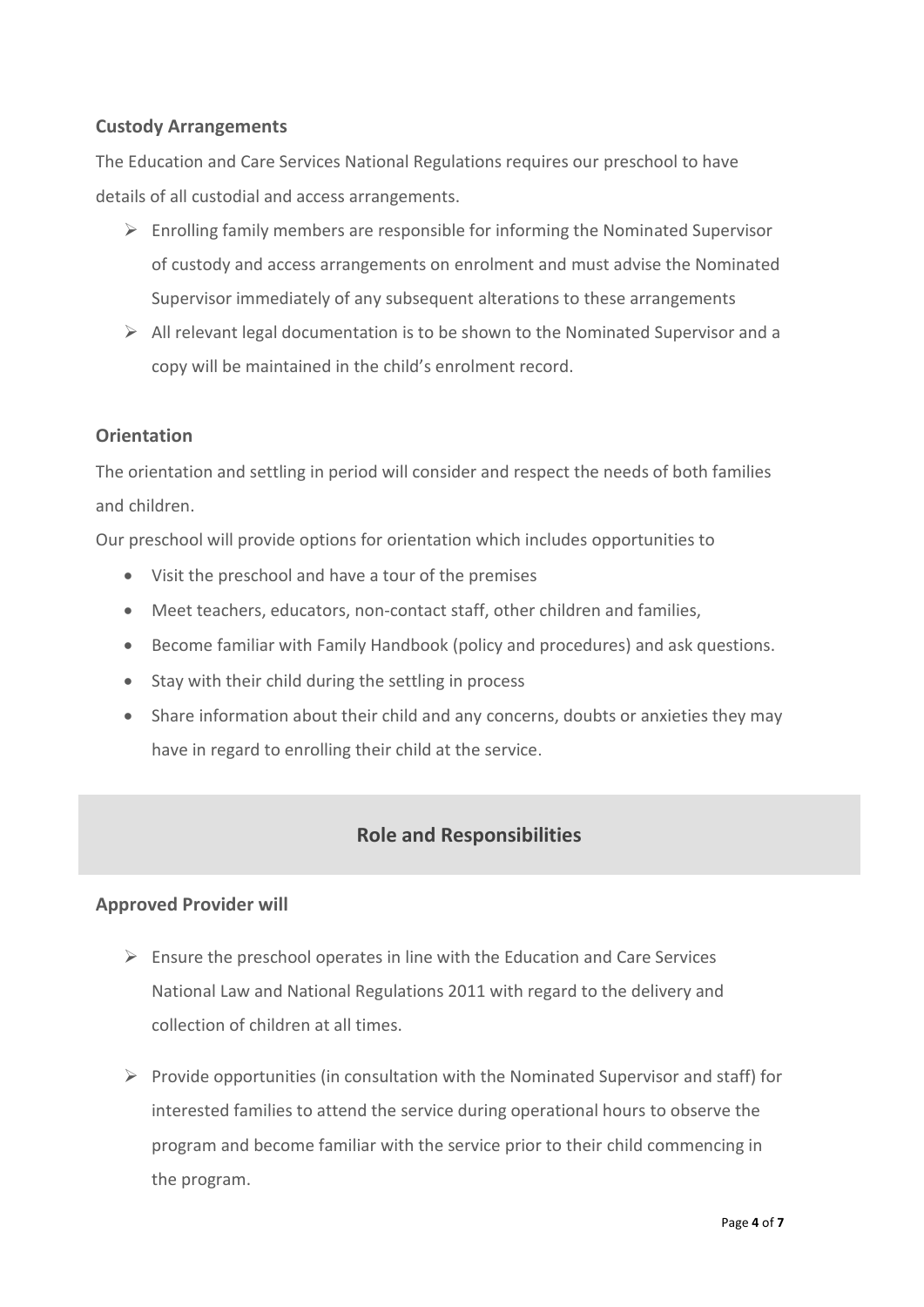### Custody Arrangements

The Education and Care Services National Regulations requires our preschool to have details of all custodial and access arrangements.

- Enrolling family members are responsible for informing the Nominated Supervisor of custody and access arrangements on enrolment and must advise the Nominated Supervisor immediately of any subsequent alterations to these arrangements
- All relevant legal documentation is to be shown to the Nominated Supervisor and a copy will be maintained in the child's enrolment record.

### Orientation

The orientation and settling in period will consider and respect the needs of both families and children.

Our preschool will provide options for orientation which includes opportunities to

- Visit the preschool and have a tour of the premises
- Meet teachers, educators, non-contact staff, other children and families,
- Become familiar with Family Handbook (policy and procedures) and ask questions.
- Stay with their child during the settling in process
- Share information about their child and any concerns, doubts or anxieties they may have in regard to enrolling their child at the service.

## Role and Responsibilities

### Approved Provider will

- Ensure the preschool operates in line with the Education and Care Services National Law and National Regulations 2011 with regard to the delivery and collection of children at all times.
- Provide opportunities (in consultation with the Nominated Supervisor and staff) for interested families to attend the service during operational hours to observe the program and become familiar with the service prior to their child commencing in the program.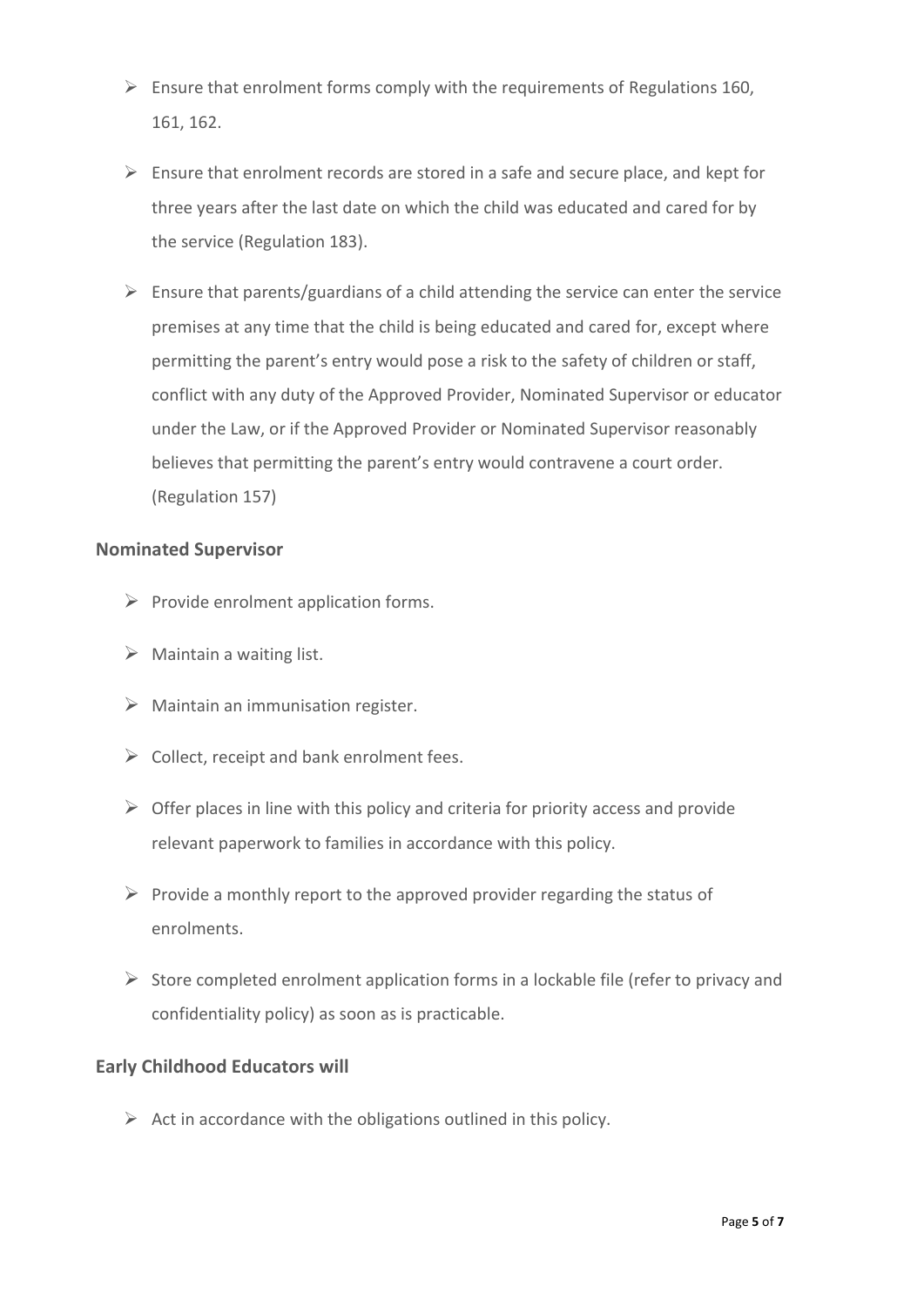- Ensure that enrolment forms comply with the requirements of Regulations 160, 161, 162.
- Ensure that enrolment records are stored in a safe and secure place, and kept for three years after the last date on which the child was educated and cared for by the service (Regulation 183).
- Ensure that parents/guardians of a child attending the service can enter the service premises at any time that the child is being educated and cared for, except where permitting the parent's entry would pose a risk to the safety of children or staff, conflict with any duty of the Approved Provider, Nominated Supervisor or educator under the Law, or if the Approved Provider or Nominated Supervisor reasonably believes that permitting the parent's entry would contravene a court order. (Regulation 157)

### Nominated Supervisor

- Provide enrolment application forms.
- Maintain a waiting list.
- Maintain an immunisation register.
- Collect, receipt and bank enrolment fees.
- Offer places in line with this policy and criteria for priority access and provide relevant paperwork to families in accordance with this policy.
- Provide a monthly report to the approved provider regarding the status of enrolments.
- Store completed enrolment application forms in a lockable file (refer to privacy and confidentiality policy) as soon as is practicable.

### Early Childhood Educators will

- Act in accordance with the obligations outlined in this policy.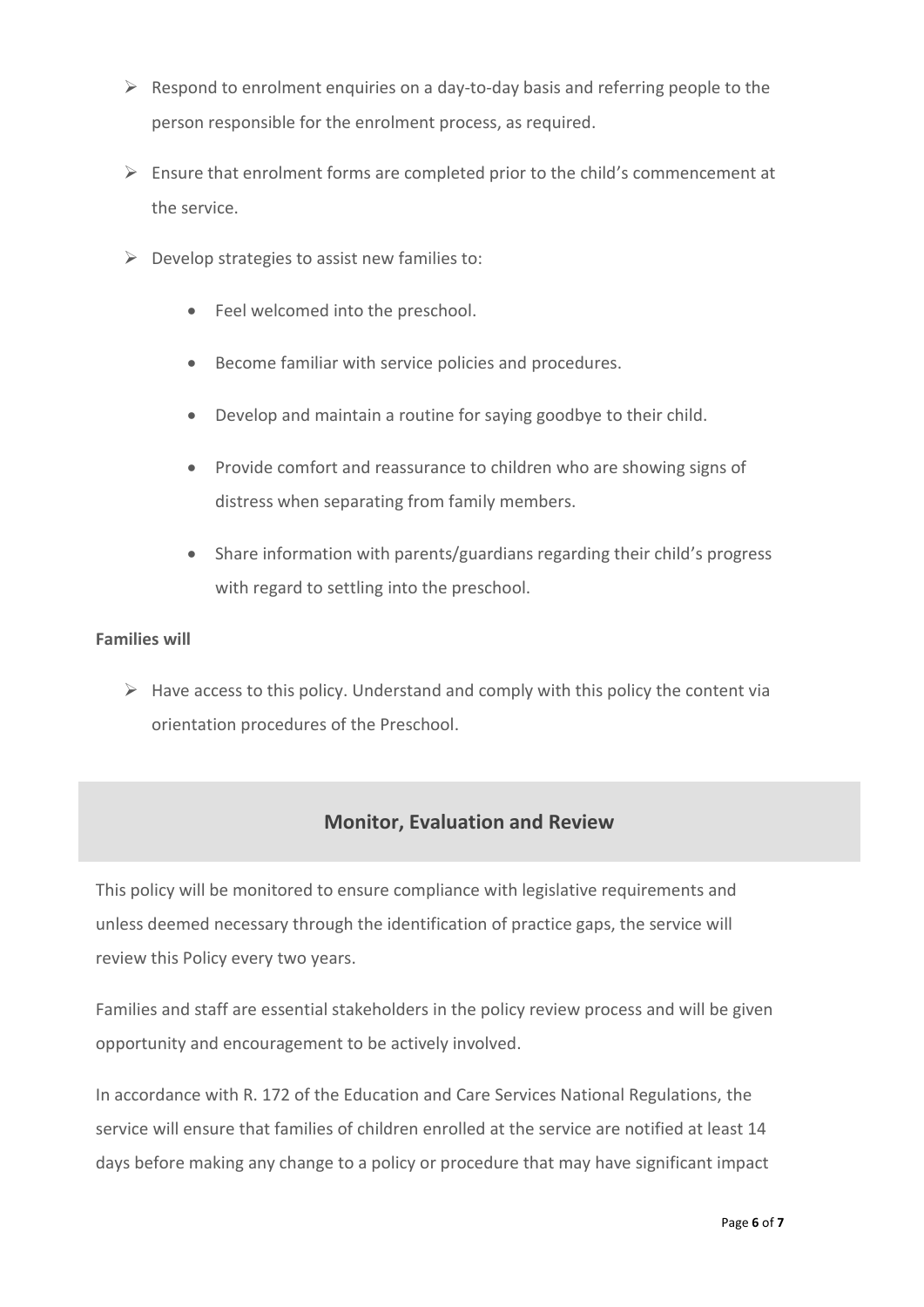- Respond to enrolment enquiries on a day-to-day basis and referring people to the person responsible for the enrolment process, as required.
- Ensure that enrolment forms are completed prior to the child's commencement at the service.
- Develop strategies to assist new families to:
    - Feel welcomed into the preschool.
    - Become familiar with service policies and procedures.
    - Develop and maintain a routine for saying goodbye to their child.
    - Provide comfort and reassurance to children who are showing signs of distress when separating from family members.
    - Share information with parents/guardians regarding their child's progress with regard to settling into the preschool.

**Families will**

- Have access to this policy. Understand and comply with this policy the content via orientation procedures of the Preschool.

## Monitor, Evaluation and Review

This policy will be monitored to ensure compliance with legislative requirements and unless deemed necessary through the identification of practice gaps, the service will review this Policy every two years.

Families and staff are essential stakeholders in the policy review process and will be given opportunity and encouragement to be actively involved.

In accordance with R. 172 of the Education and Care Services National Regulations, the service will ensure that families of children enrolled at the service are notified at least 14 days before making any change to a policy or procedure that may have significant impact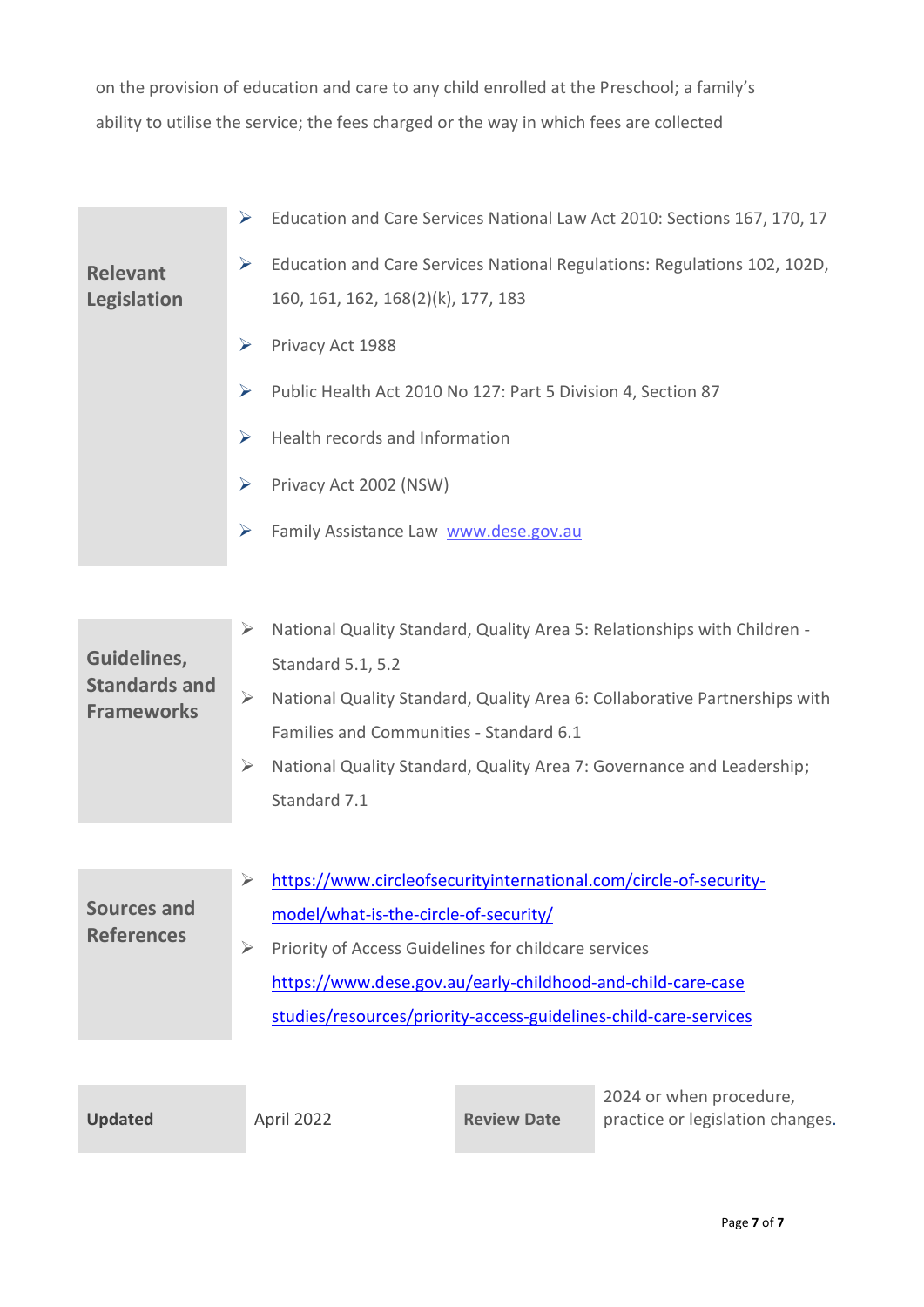on the provision of education and care to any child enrolled at the Preschool; a family's ability to utilise the service; the fees charged or the way in which fees are collected

| | |
|---|---|
| **Relevant Legislation** | ➢ Education and Care Services National Law Act 2010: Sections 167, 170, 17<br>➢ Education and Care Services National Regulations: Regulations 102, 102D, 160, 161, 162, 168(2)(k), 177, 183<br>➢ Privacy Act 1988<br>➢ Public Health Act 2010 No 127: Part 5 Division 4, Section 87<br>➢ Health records and Information<br>➢ Privacy Act 2002 (NSW)<br>➢ Family Assistance Law [www.dese.gov.au](www.dese.gov.au) |

| | |
|---|---|
| **Guidelines, Standards and Frameworks** | ➢ National Quality Standard, Quality Area 5: Relationships with Children - Standard 5.1, 5.2<br>➢ National Quality Standard, Quality Area 6: Collaborative Partnerships with Families and Communities - Standard 6.1<br>➢ National Quality Standard, Quality Area 7: Governance and Leadership; Standard 7.1 |

| | |
|---|---|
| **Sources and References** | ➢ [https://www.circleofsecurityinternational.com/circle-of-security-model/what-is-the-circle-of-security/](https://www.circleofsecurityinternational.com/circle-of-security-model/what-is-the-circle-of-security/)<br>➢ Priority of Access Guidelines for childcare services [https://www.dese.gov.au/early-childhood-and-child-care-case studies/resources/priority-access-guidelines-child-care-services](https://www.dese.gov.au/early-childhood-and-child-care-case-studies/resources/priority-access-guidelines-child-care-services) |

| | | | |
|---|---|---|---|
| **Updated** | April 2022 | **Review Date** | 2024 or when procedure, practice or legislation changes. |